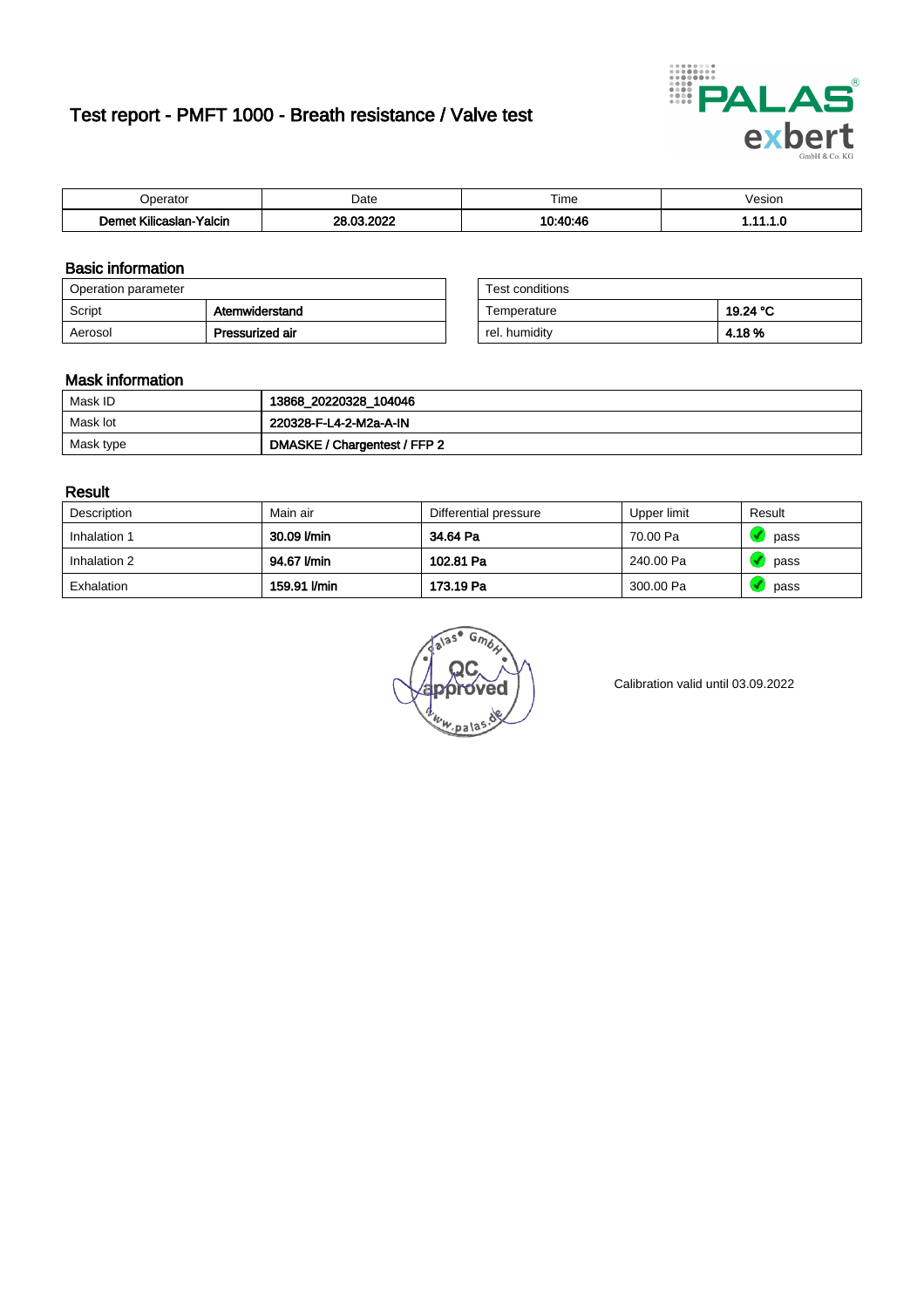# Test report - PMFT 1000 - Breath resistance / Valve test

| Operator | Date | Time | Vesion |
|---|---|---|---|
| **Demet Kilicaslan-Yalcin** | **28.03.2022** | **10:40:46** | **1.11.1.0** |

## Basic information

| Operation parameter | |
|---|---|
| Script | **Atemwiderstand** |
| Aerosol | **Pressurized air** |

| Test conditions | |
|---|---|
| Temperature | **19.24 °C** |
| rel. humidity | **4.18 %** |

## Mask information

| | |
|---|---|
| Mask ID | **13868_20220328_104046** |
| Mask lot | **220328-F-L4-2-M2a-A-IN** |
| Mask type | **DMASKE / Chargentest / FFP 2** |

## Result

| Description | Main air | Differential pressure | Upper limit | Result |
|---|---|---|---|---|
| Inhalation 1 | **30.09 l/min** | **34.64 Pa** | 70.00 Pa | pass |
| Inhalation 2 | **94.67 l/min** | **102.81 Pa** | 240.00 Pa | pass |
| Exhalation | **159.91 l/min** | **173.19 Pa** | 300.00 Pa | pass |

Calibration valid until 03.09.2022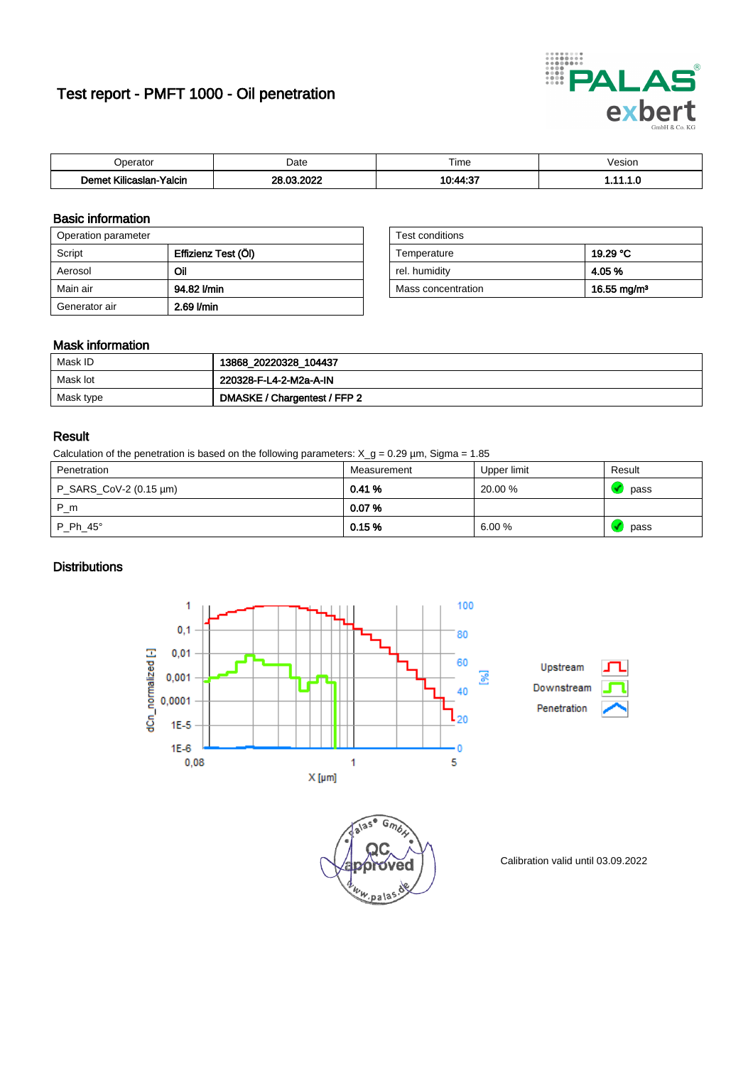# Test report - PMFT 1000 - Oil penetration

| Operator | Date | Time | Vesion |
|---|---|---|---|
| **Demet Kilicaslan-Yalcin** | **28.03.2022** | **10:44:37** | **1.11.1.0** |

## Basic information

| Operation parameter | |
|---|---|
| Script | **Effizienz Test (Öl)** |
| Aerosol | **Oil** |
| Main air | **94.82 l/min** |
| Generator air | **2.69 l/min** |

| Test conditions | |
|---|---|
| Temperature | **19.29 °C** |
| rel. humidity | **4.05 %** |
| Mass concentration | **16.55 mg/m³** |

## Mask information

| | |
|---|---|
| Mask ID | **13868_20220328_104437** |
| Mask lot | **220328-F-L4-2-M2a-A-IN** |
| Mask type | **DMASKE / Chargentest / FFP 2** |

## Result

Calculation of the penetration is based on the following parameters: X_g = 0.29 µm, Sigma = 1.85

| Penetration | Measurement | Upper limit | Result |
|---|---|---|---|
| P_SARS_CoV-2 (0.15 µm) | **0.41 %** | 20.00 % | pass |
| P_m | **0.07 %** | | |
| P_Ph_45° | **0.15 %** | 6.00 % | pass |

## Distributions

dCn_normalized [-]
1
0,1
0,01
0,001
0,0001
1E-5
1E-6
0,08
1
5
X [µm]
[%]
100
80
60
40
20
0
Upstream
Downstream
Penetration

Calibration valid until 03.09.2022